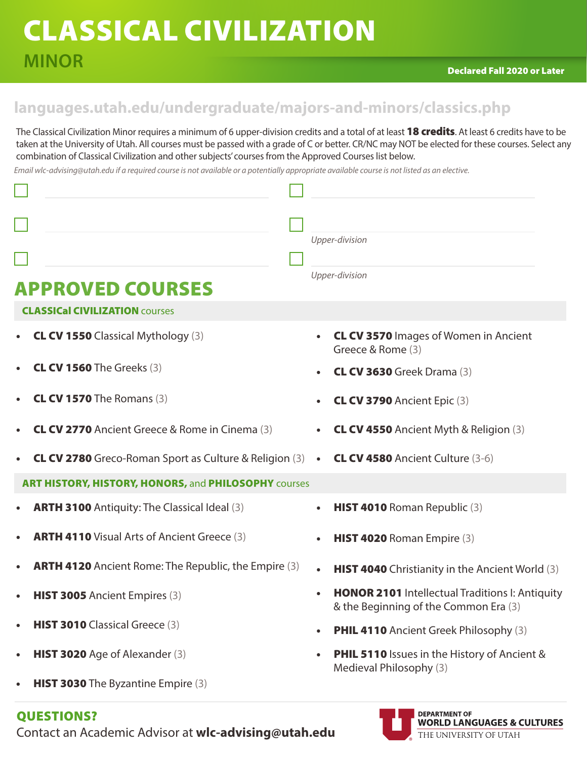# CLASSICAL CIVILIZATION

## MINOR

**Declared Fall 2020 or Later**

**languages.utah.edu/undergraduate/majors-and-minors/classics.php**

The Classical Civilization Minor requires a minimum of 6 upper-division credits and a total of at least **18 credits**. At least 6 credits have to be taken at the University of Utah. All courses must be passed with a grade of C or better. CR/NC may NOT be elected for these courses. Select any combination of Classical Civilization and other subjects' courses from the Approved Courses list below.

*Email wlc-advising@utah.edu if a required course is not available or a potentially appropriate available course is not listed as an elective.*

- [ ] ______________________
- [ ] ______________________
- [ ] ______________________
- [ ] ______________________
- [ ] ______________________ *Upper-division*
- [ ] ______________________ *Upper-division*

## APPROVED COURSES

### CLASSICal CIVILIZATION courses

- **CL CV 1550** Classical Mythology (3)
- **CL CV 1560** The Greeks (3)
- **CL CV 1570** The Romans (3)
- **CL CV 2770** Ancient Greece & Rome in Cinema (3)
- **CL CV 2780** Greco-Roman Sport as Culture & Religion (3)
- **CL CV 3570** Images of Women in Ancient Greece & Rome (3)
- **CL CV 3630** Greek Drama (3)
- **CL CV 3790** Ancient Epic (3)
- **CL CV 4550** Ancient Myth & Religion (3)
- **CL CV 4580** Ancient Culture (3-6)

### ART HISTORY, HISTORY, HONORS, and PHILOSOPHY courses

- **ARTH 3100** Antiquity: The Classical Ideal (3)
- **ARTH 4110** Visual Arts of Ancient Greece (3)
- **ARTH 4120** Ancient Rome: The Republic, the Empire (3)
- **HIST 3005** Ancient Empires (3)
- **HIST 3010** Classical Greece (3)
- **HIST 3020** Age of Alexander (3)
- **HIST 3030** The Byzantine Empire (3)
- **HIST 4010** Roman Republic (3)
- **HIST 4020** Roman Empire (3)
- **HIST 4040** Christianity in the Ancient World (3)
- **HONOR 2101** Intellectual Traditions I: Antiquity & the Beginning of the Common Era (3)
- **PHIL 4110** Ancient Greek Philosophy (3)
- **PHIL 5110** Issues in the History of Ancient & Medieval Philosophy (3)

## QUESTIONS?

Contact an Academic Advisor at **wlc-advising@utah.edu**

DEPARTMENT OF WORLD LANGUAGES & CULTURES
THE UNIVERSITY OF UTAH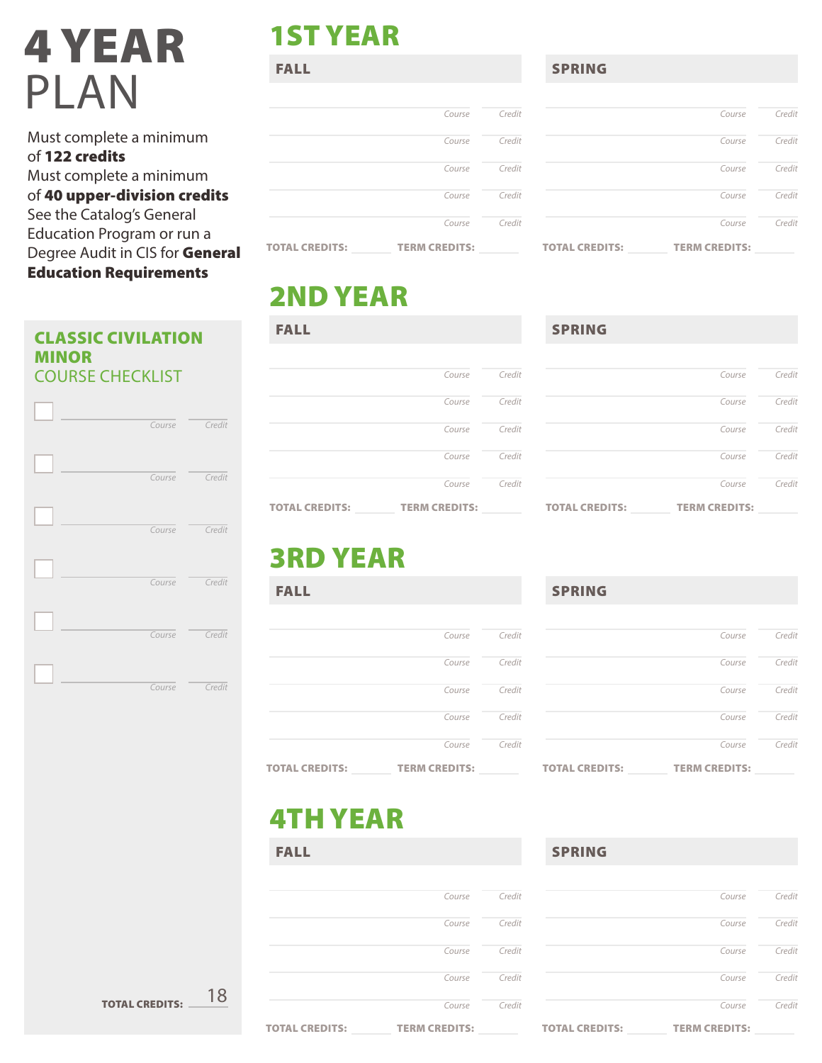# 4 YEAR PLAN

Must complete a minimum of **122 credits**
Must complete a minimum of **40 upper-division credits**
See the Catalog's General Education Program or run a Degree Audit in CIS for **General Education Requirements**

## CLASSIC CIVILATION MINOR COURSE CHECKLIST

| | Course | Credit |
|---|---|---|
| ☐ | | |
| ☐ | | |
| ☐ | | |
| ☐ | | |
| ☐ | | |
| ☐ | | |

**TOTAL CREDITS:** 18

## 1ST YEAR

| FALL Course | Credit | SPRING Course | Credit |
|---|---|---|---|
| | | | |
| | | | |
| | | | |
| | | | |
| | | | |

**TOTAL CREDITS:** ______ **TERM CREDITS:** ______ **TOTAL CREDITS:** ______ **TERM CREDITS:** ______

## 2ND YEAR

| FALL Course | Credit | SPRING Course | Credit |
|---|---|---|---|
| | | | |
| | | | |
| | | | |
| | | | |
| | | | |

**TOTAL CREDITS:** ______ **TERM CREDITS:** ______ **TOTAL CREDITS:** ______ **TERM CREDITS:** ______

## 3RD YEAR

| FALL Course | Credit | SPRING Course | Credit |
|---|---|---|---|
| | | | |
| | | | |
| | | | |
| | | | |
| | | | |

**TOTAL CREDITS:** ______ **TERM CREDITS:** ______ **TOTAL CREDITS:** ______ **TERM CREDITS:** ______

## 4TH YEAR

| FALL Course | Credit | SPRING Course | Credit |
|---|---|---|---|
| | | | |
| | | | |
| | | | |
| | | | |
| | | | |

**TOTAL CREDITS:** ______ **TERM CREDITS:** ______ **TOTAL CREDITS:** ______ **TERM CREDITS:** ______